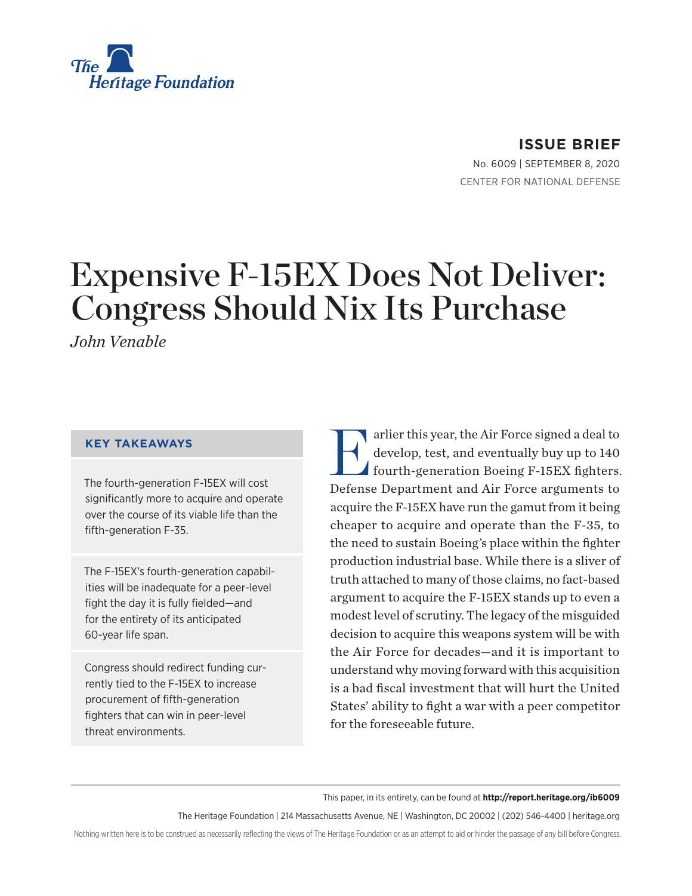The Heritage Foundation

**ISSUE BRIEF**

No. 6009 | SEPTEMBER 8, 2020

CENTER FOR NATIONAL DEFENSE

# Expensive F-15EX Does Not Deliver: Congress Should Nix Its Purchase

*John Venable*

### KEY TAKEAWAYS

The fourth-generation F-15EX will cost significantly more to acquire and operate over the course of its viable life than the fifth-generation F-35.

The F-15EX's fourth-generation capabilities will be inadequate for a peer-level fight the day it is fully fielded—and for the entirety of its anticipated 60-year life span.

Congress should redirect funding currently tied to the F-15EX to increase procurement of fifth-generation fighters that can win in peer-level threat environments.

Earlier this year, the Air Force signed a deal to develop, test, and eventually buy up to 140 fourth-generation Boeing F-15EX fighters. Defense Department and Air Force arguments to acquire the F-15EX have run the gamut from it being cheaper to acquire and operate than the F-35, to the need to sustain Boeing's place within the fighter production industrial base. While there is a sliver of truth attached to many of those claims, no fact-based argument to acquire the F-15EX stands up to even a modest level of scrutiny. The legacy of the misguided decision to acquire this weapons system will be with the Air Force for decades—and it is important to understand why moving forward with this acquisition is a bad fiscal investment that will hurt the United States' ability to fight a war with a peer competitor for the foreseeable future.

This paper, in its entirety, can be found at **http://report.heritage.org/ib6009**

The Heritage Foundation | 214 Massachusetts Avenue, NE | Washington, DC 20002 | (202) 546-4400 | heritage.org

Nothing written here is to be construed as necessarily reflecting the views of The Heritage Foundation or as an attempt to aid or hinder the passage of any bill before Congress.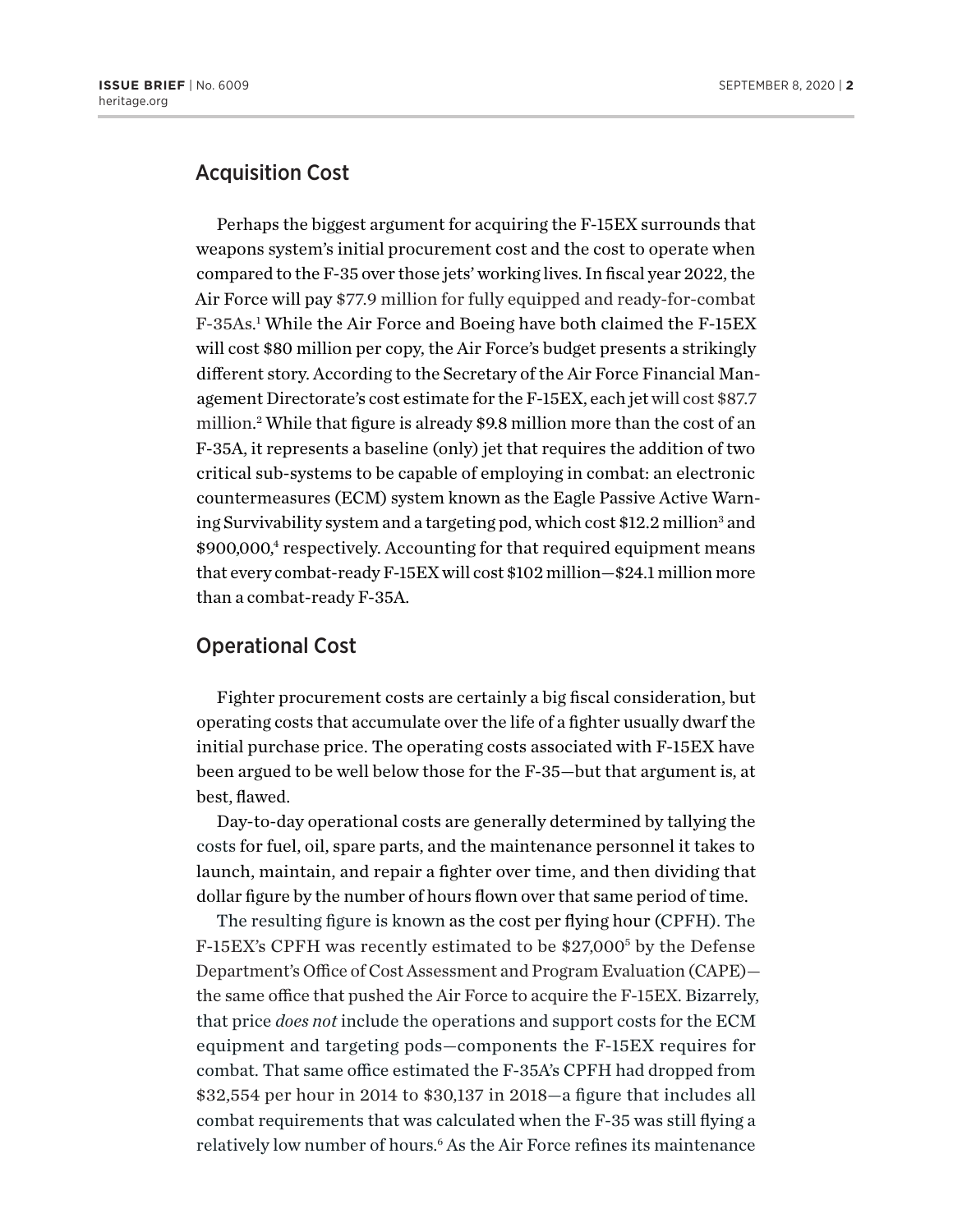## Acquisition Cost

Perhaps the biggest argument for acquiring the F-15EX surrounds that weapons system's initial procurement cost and the cost to operate when compared to the F-35 over those jets' working lives. In fiscal year 2022, the Air Force will pay $77.9 million for fully equipped and ready-for-combat F-35As.[1] While the Air Force and Boeing have both claimed the F-15EX will cost $80 million per copy, the Air Force's budget presents a strikingly different story. According to the Secretary of the Air Force Financial Management Directorate's cost estimate for the F-15EX, each jet will cost $87.7 million.[2] While that figure is already $9.8 million more than the cost of an F-35A, it represents a baseline (only) jet that requires the addition of two critical sub-systems to be capable of employing in combat: an electronic countermeasures (ECM) system known as the Eagle Passive Active Warning Survivability system and a targeting pod, which cost $12.2 million[3] and $900,000,[4] respectively. Accounting for that required equipment means that every combat-ready F-15EX will cost $102 million—$24.1 million more than a combat-ready F-35A.

## Operational Cost

Fighter procurement costs are certainly a big fiscal consideration, but operating costs that accumulate over the life of a fighter usually dwarf the initial purchase price. The operating costs associated with F-15EX have been argued to be well below those for the F-35—but that argument is, at best, flawed.

Day-to-day operational costs are generally determined by tallying the costs for fuel, oil, spare parts, and the maintenance personnel it takes to launch, maintain, and repair a fighter over time, and then dividing that dollar figure by the number of hours flown over that same period of time.

The resulting figure is known as the cost per flying hour (CPFH). The F-15EX's CPFH was recently estimated to be $27,000[5] by the Defense Department's Office of Cost Assessment and Program Evaluation (CAPE)—the same office that pushed the Air Force to acquire the F-15EX. Bizarrely, that price *does not* include the operations and support costs for the ECM equipment and targeting pods—components the F-15EX requires for combat. That same office estimated the F-35A's CPFH had dropped from $32,554 per hour in 2014 to $30,137 in 2018—a figure that includes all combat requirements that was calculated when the F-35 was still flying a relatively low number of hours.[6] As the Air Force refines its maintenance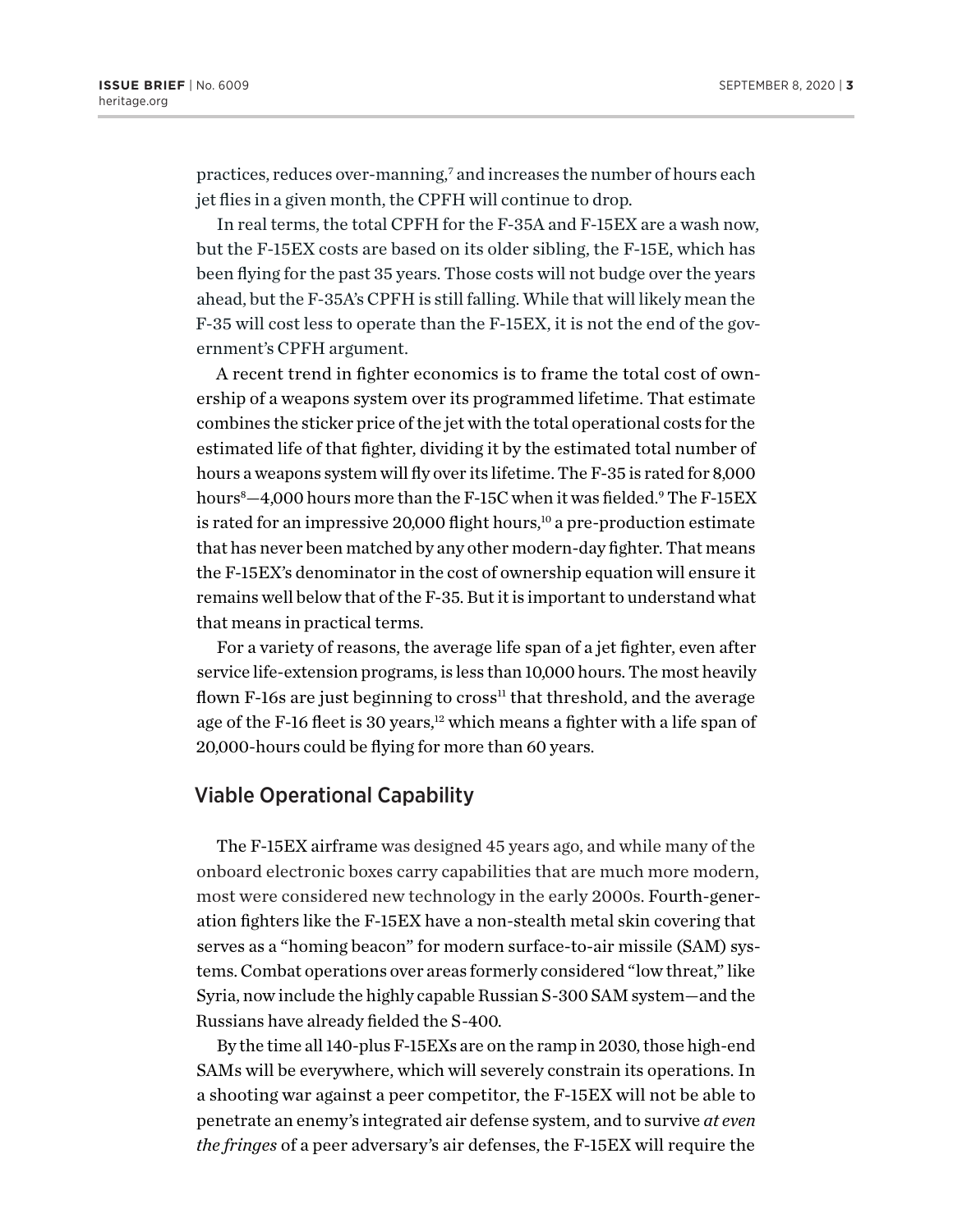practices, reduces over-manning,[7] and increases the number of hours each jet flies in a given month, the CPFH will continue to drop.

In real terms, the total CPFH for the F-35A and F-15EX are a wash now, but the F-15EX costs are based on its older sibling, the F-15E, which has been flying for the past 35 years. Those costs will not budge over the years ahead, but the F-35A's CPFH is still falling. While that will likely mean the F-35 will cost less to operate than the F-15EX, it is not the end of the government's CPFH argument.

A recent trend in fighter economics is to frame the total cost of ownership of a weapons system over its programmed lifetime. That estimate combines the sticker price of the jet with the total operational costs for the estimated life of that fighter, dividing it by the estimated total number of hours a weapons system will fly over its lifetime. The F-35 is rated for 8,000 hours[8]—4,000 hours more than the F-15C when it was fielded.[9] The F-15EX is rated for an impressive 20,000 flight hours,[10] a pre-production estimate that has never been matched by any other modern-day fighter. That means the F-15EX's denominator in the cost of ownership equation will ensure it remains well below that of the F-35. But it is important to understand what that means in practical terms.

For a variety of reasons, the average life span of a jet fighter, even after service life-extension programs, is less than 10,000 hours. The most heavily flown F-16s are just beginning to cross[11] that threshold, and the average age of the F-16 fleet is 30 years,[12] which means a fighter with a life span of 20,000-hours could be flying for more than 60 years.

## Viable Operational Capability

The F-15EX airframe was designed 45 years ago, and while many of the onboard electronic boxes carry capabilities that are much more modern, most were considered new technology in the early 2000s. Fourth-generation fighters like the F-15EX have a non-stealth metal skin covering that serves as a "homing beacon" for modern surface-to-air missile (SAM) systems. Combat operations over areas formerly considered "low threat," like Syria, now include the highly capable Russian S-300 SAM system—and the Russians have already fielded the S-400.

By the time all 140-plus F-15EXs are on the ramp in 2030, those high-end SAMs will be everywhere, which will severely constrain its operations. In a shooting war against a peer competitor, the F-15EX will not be able to penetrate an enemy's integrated air defense system, and to survive *at even the fringes* of a peer adversary's air defenses, the F-15EX will require the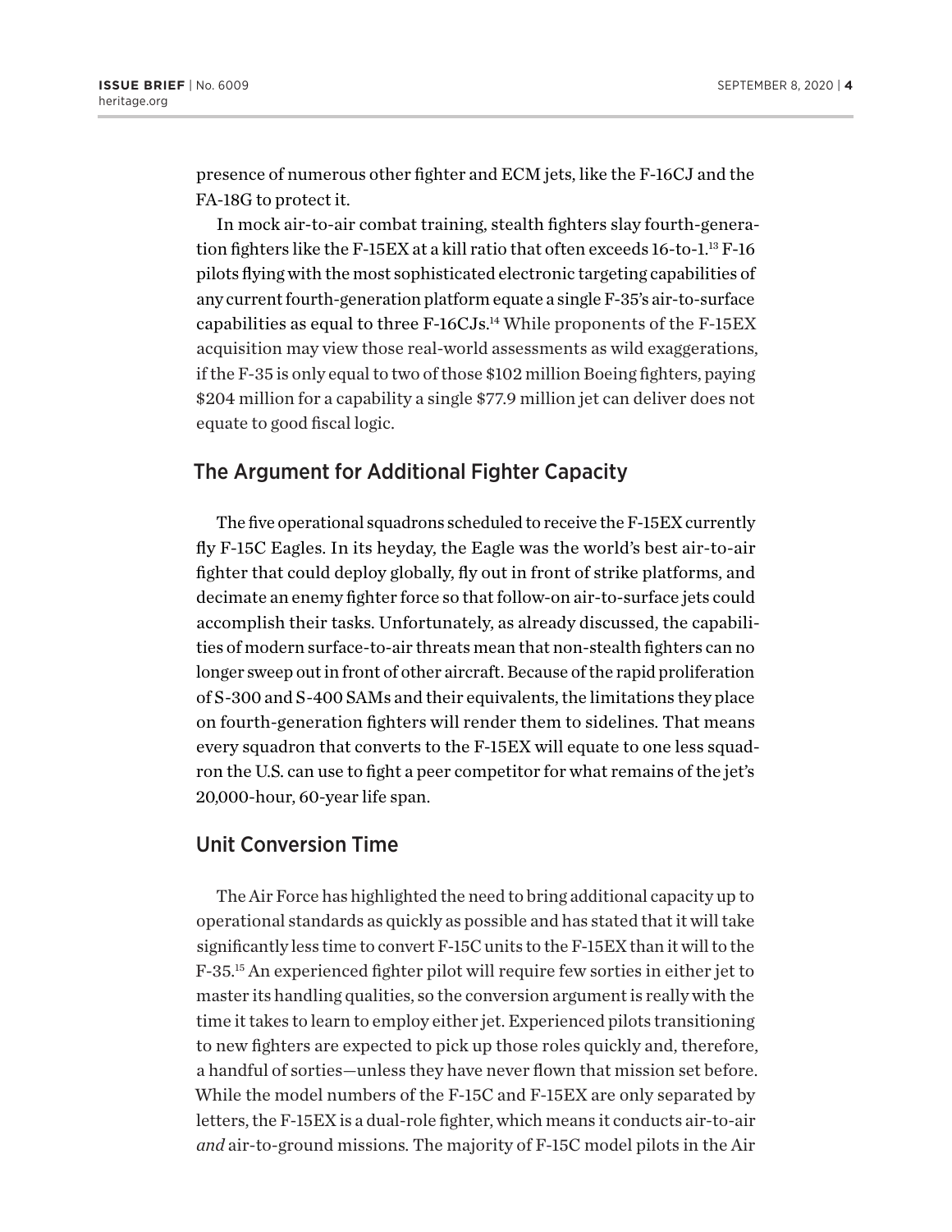presence of numerous other fighter and ECM jets, like the F-16CJ and the FA-18G to protect it.

In mock air-to-air combat training, stealth fighters slay fourth-generation fighters like the F-15EX at a kill ratio that often exceeds 16-to-1.[13] F-16 pilots flying with the most sophisticated electronic targeting capabilities of any current fourth-generation platform equate a single F-35's air-to-surface capabilities as equal to three F-16CJs.[14] While proponents of the F-15EX acquisition may view those real-world assessments as wild exaggerations, if the F-35 is only equal to two of those $102 million Boeing fighters, paying $204 million for a capability a single $77.9 million jet can deliver does not equate to good fiscal logic.

## The Argument for Additional Fighter Capacity

The five operational squadrons scheduled to receive the F-15EX currently fly F-15C Eagles. In its heyday, the Eagle was the world's best air-to-air fighter that could deploy globally, fly out in front of strike platforms, and decimate an enemy fighter force so that follow-on air-to-surface jets could accomplish their tasks. Unfortunately, as already discussed, the capabilities of modern surface-to-air threats mean that non-stealth fighters can no longer sweep out in front of other aircraft. Because of the rapid proliferation of S-300 and S-400 SAMs and their equivalents, the limitations they place on fourth-generation fighters will render them to sidelines. That means every squadron that converts to the F-15EX will equate to one less squadron the U.S. can use to fight a peer competitor for what remains of the jet's 20,000-hour, 60-year life span.

## Unit Conversion Time

The Air Force has highlighted the need to bring additional capacity up to operational standards as quickly as possible and has stated that it will take significantly less time to convert F-15C units to the F-15EX than it will to the F-35.[15] An experienced fighter pilot will require few sorties in either jet to master its handling qualities, so the conversion argument is really with the time it takes to learn to employ either jet. Experienced pilots transitioning to new fighters are expected to pick up those roles quickly and, therefore, a handful of sorties—unless they have never flown that mission set before. While the model numbers of the F-15C and F-15EX are only separated by letters, the F-15EX is a dual-role fighter, which means it conducts air-to-air *and* air-to-ground missions. The majority of F-15C model pilots in the Air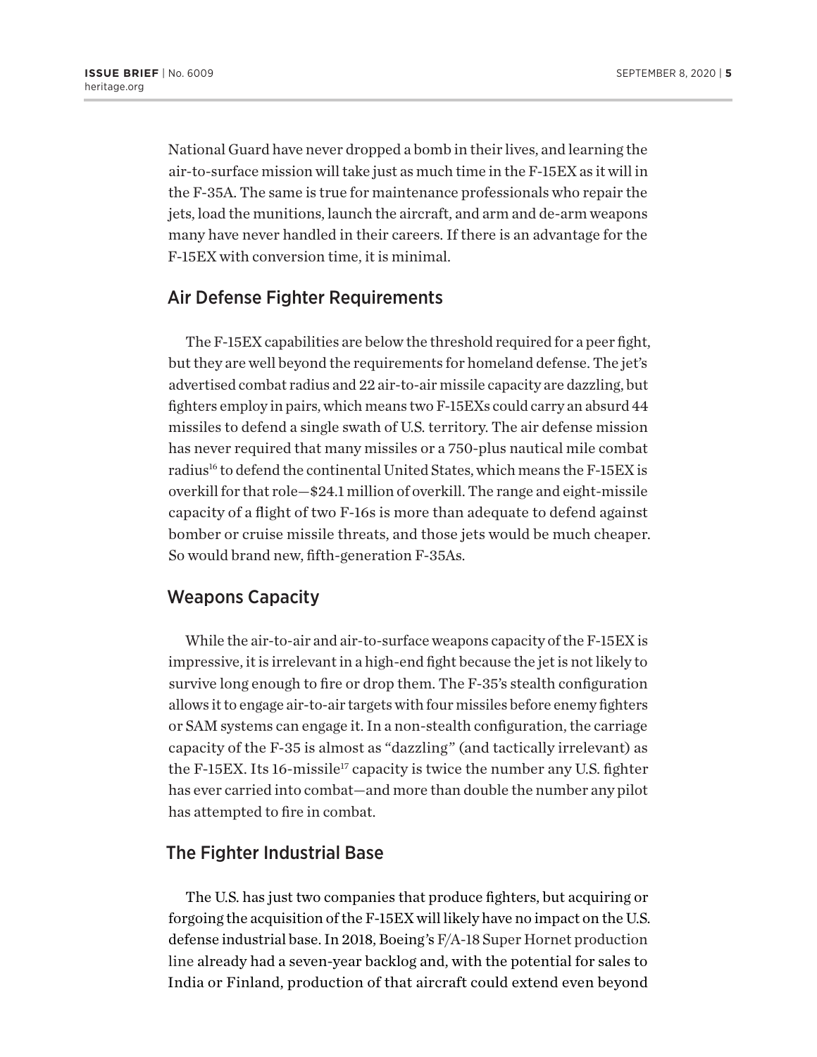National Guard have never dropped a bomb in their lives, and learning the air-to-surface mission will take just as much time in the F-15EX as it will in the F-35A. The same is true for maintenance professionals who repair the jets, load the munitions, launch the aircraft, and arm and de-arm weapons many have never handled in their careers. If there is an advantage for the F-15EX with conversion time, it is minimal.

## Air Defense Fighter Requirements

The F-15EX capabilities are below the threshold required for a peer fight, but they are well beyond the requirements for homeland defense. The jet's advertised combat radius and 22 air-to-air missile capacity are dazzling, but fighters employ in pairs, which means two F-15EXs could carry an absurd 44 missiles to defend a single swath of U.S. territory. The air defense mission has never required that many missiles or a 750-plus nautical mile combat radius[16] to defend the continental United States, which means the F-15EX is overkill for that role—$24.1 million of overkill. The range and eight-missile capacity of a flight of two F-16s is more than adequate to defend against bomber or cruise missile threats, and those jets would be much cheaper. So would brand new, fifth-generation F-35As.

## Weapons Capacity

While the air-to-air and air-to-surface weapons capacity of the F-15EX is impressive, it is irrelevant in a high-end fight because the jet is not likely to survive long enough to fire or drop them. The F-35's stealth configuration allows it to engage air-to-air targets with four missiles before enemy fighters or SAM systems can engage it. In a non-stealth configuration, the carriage capacity of the F-35 is almost as "dazzling" (and tactically irrelevant) as the F-15EX. Its 16-missile[17] capacity is twice the number any U.S. fighter has ever carried into combat—and more than double the number any pilot has attempted to fire in combat.

## The Fighter Industrial Base

The U.S. has just two companies that produce fighters, but acquiring or forgoing the acquisition of the F-15EX will likely have no impact on the U.S. defense industrial base. In 2018, Boeing's F/A-18 Super Hornet production line already had a seven-year backlog and, with the potential for sales to India or Finland, production of that aircraft could extend even beyond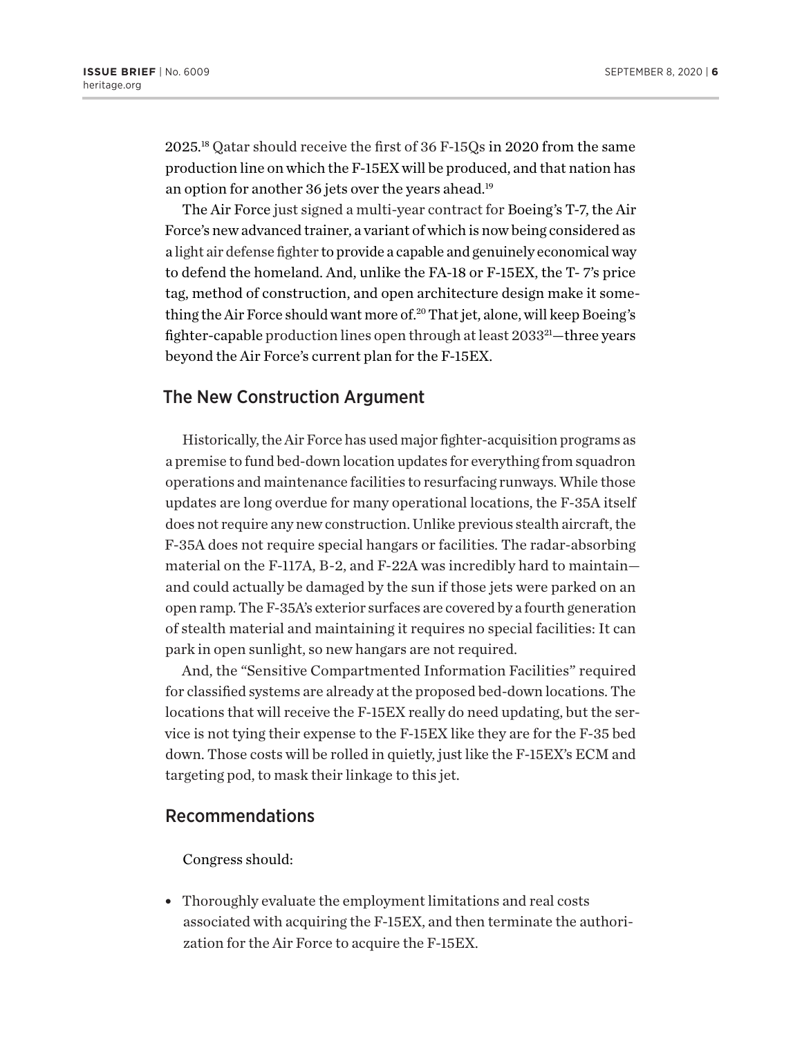2025.[18] Qatar should receive the first of 36 F-15Qs in 2020 from the same production line on which the F-15EX will be produced, and that nation has an option for another 36 jets over the years ahead.[19]

The Air Force just signed a multi-year contract for Boeing's T-7, the Air Force's new advanced trainer, a variant of which is now being considered as a light air defense fighter to provide a capable and genuinely economical way to defend the homeland. And, unlike the FA-18 or F-15EX, the T- 7's price tag, method of construction, and open architecture design make it something the Air Force should want more of.[20] That jet, alone, will keep Boeing's fighter-capable production lines open through at least 2033[21]—three years beyond the Air Force's current plan for the F-15EX.

## The New Construction Argument

Historically, the Air Force has used major fighter-acquisition programs as a premise to fund bed-down location updates for everything from squadron operations and maintenance facilities to resurfacing runways. While those updates are long overdue for many operational locations, the F-35A itself does not require any new construction. Unlike previous stealth aircraft, the F-35A does not require special hangars or facilities. The radar-absorbing material on the F-117A, B-2, and F-22A was incredibly hard to maintain—and could actually be damaged by the sun if those jets were parked on an open ramp. The F-35A's exterior surfaces are covered by a fourth generation of stealth material and maintaining it requires no special facilities: It can park in open sunlight, so new hangars are not required.

And, the "Sensitive Compartmented Information Facilities" required for classified systems are already at the proposed bed-down locations. The locations that will receive the F-15EX really do need updating, but the service is not tying their expense to the F-15EX like they are for the F-35 bed down. Those costs will be rolled in quietly, just like the F-15EX's ECM and targeting pod, to mask their linkage to this jet.

## Recommendations

Congress should:

- Thoroughly evaluate the employment limitations and real costs associated with acquiring the F-15EX, and then terminate the authorization for the Air Force to acquire the F-15EX.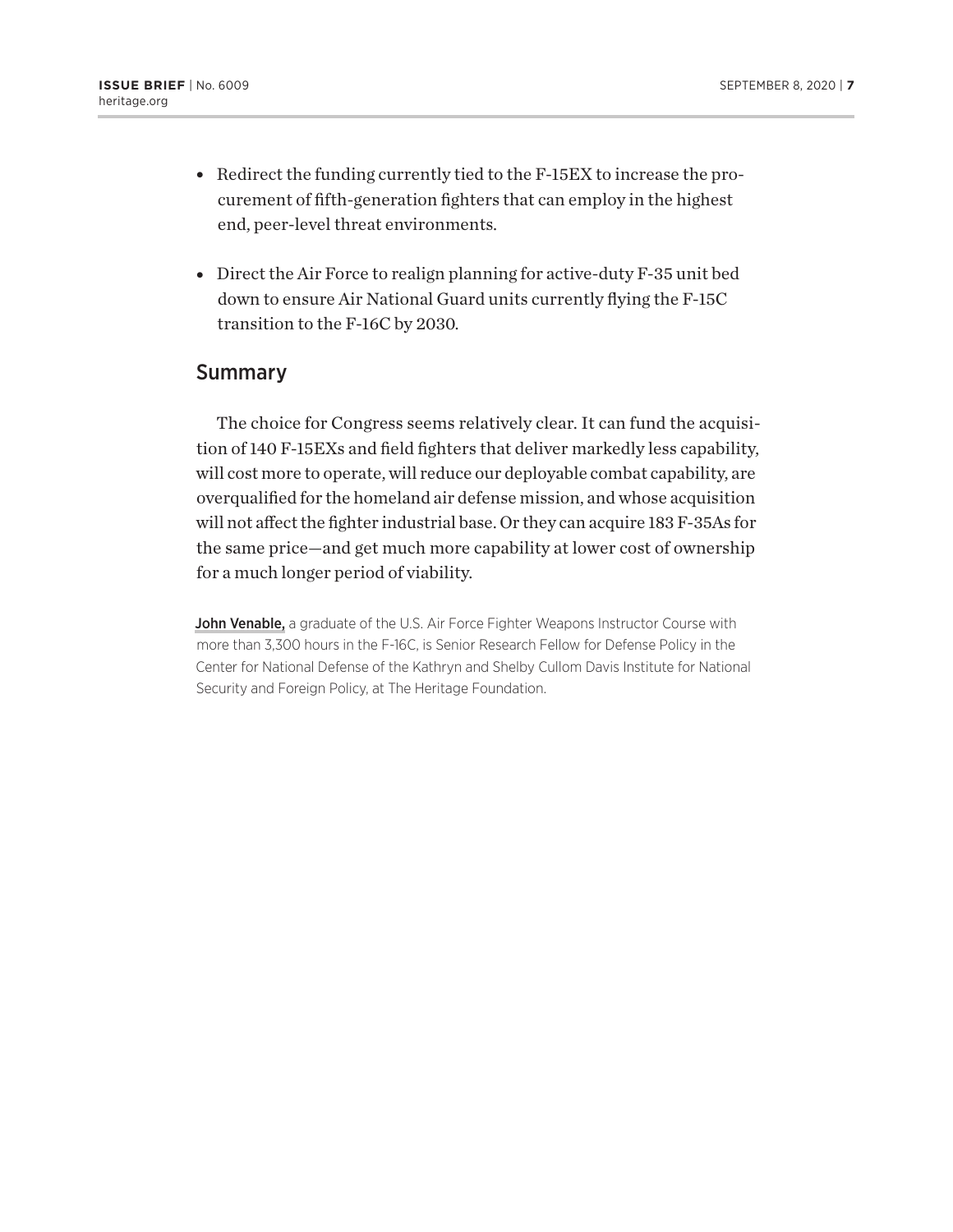- Redirect the funding currently tied to the F-15EX to increase the procurement of fifth-generation fighters that can employ in the highest end, peer-level threat environments.
- Direct the Air Force to realign planning for active-duty F-35 unit bed down to ensure Air National Guard units currently flying the F-15C transition to the F-16C by 2030.

## Summary

The choice for Congress seems relatively clear. It can fund the acquisition of 140 F-15EXs and field fighters that deliver markedly less capability, will cost more to operate, will reduce our deployable combat capability, are overqualified for the homeland air defense mission, and whose acquisition will not affect the fighter industrial base. Or they can acquire 183 F-35As for the same price—and get much more capability at lower cost of ownership for a much longer period of viability.

**John Venable,** a graduate of the U.S. Air Force Fighter Weapons Instructor Course with more than 3,300 hours in the F-16C, is Senior Research Fellow for Defense Policy in the Center for National Defense of the Kathryn and Shelby Cullom Davis Institute for National Security and Foreign Policy, at The Heritage Foundation.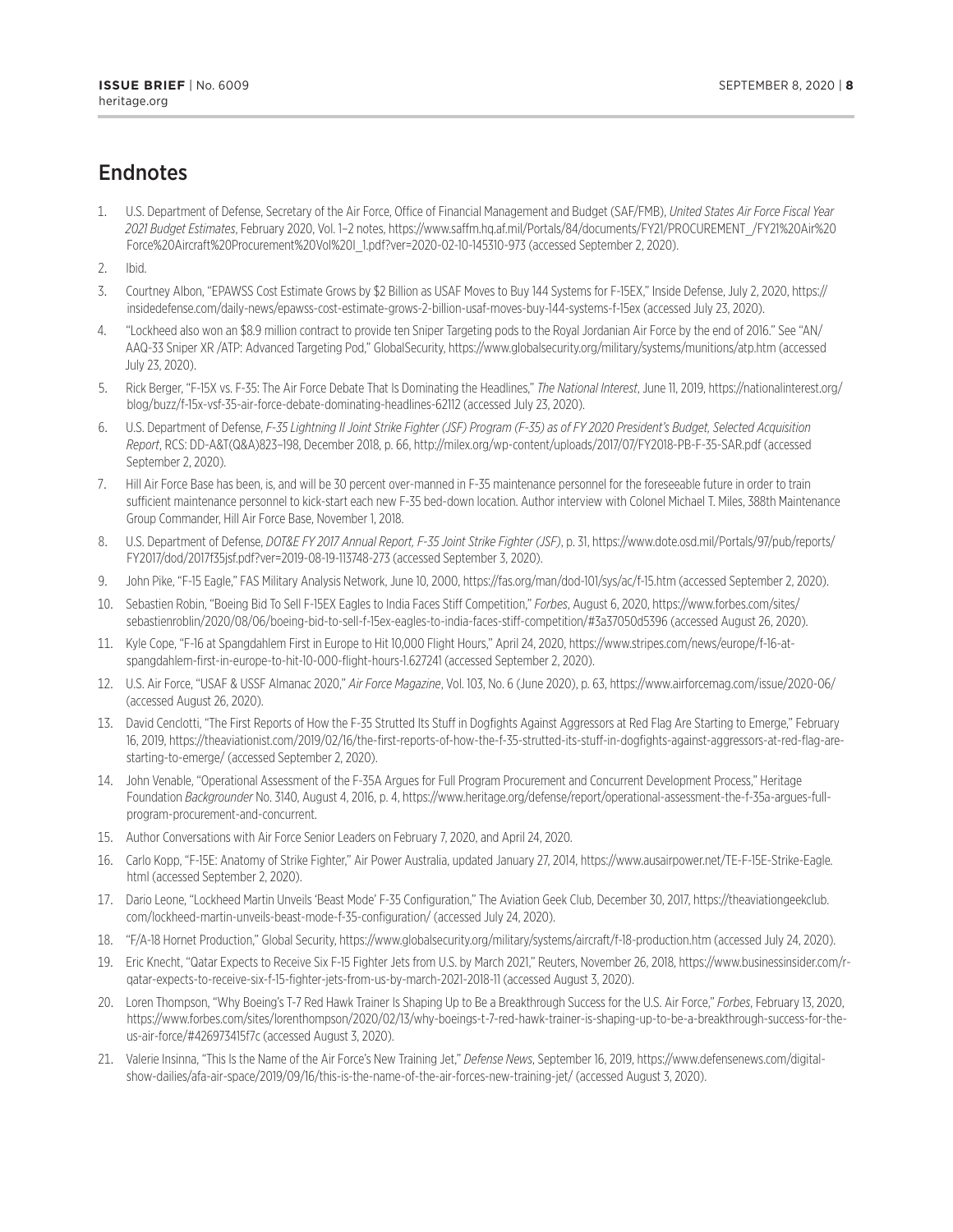## Endnotes

1. U.S. Department of Defense, Secretary of the Air Force, Office of Financial Management and Budget (SAF/FMB), *United States Air Force Fiscal Year 2021 Budget Estimates*, February 2020, Vol. 1–2 notes, https://www.saffm.hq.af.mil/Portals/84/documents/FY21/PROCUREMENT_/FY21%20Air%20Force%20Aircraft%20Procurement%20Vol%20I_1.pdf?ver=2020-02-10-145310-973 (accessed September 2, 2020).
2. Ibid.
3. Courtney Albon, "EPAWSS Cost Estimate Grows by $2 Billion as USAF Moves to Buy 144 Systems for F-15EX," Inside Defense, July 2, 2020, https://insidedefense.com/daily-news/epawss-cost-estimate-grows-2-billion-usaf-moves-buy-144-systems-f-15ex (accessed July 23, 2020).
4. "Lockheed also won an $8.9 million contract to provide ten Sniper Targeting pods to the Royal Jordanian Air Force by the end of 2016." See "AN/AAQ-33 Sniper XR /ATP: Advanced Targeting Pod," GlobalSecurity, https://www.globalsecurity.org/military/systems/munitions/atp.htm (accessed July 23, 2020).
5. Rick Berger, "F-15X vs. F-35: The Air Force Debate That Is Dominating the Headlines," *The National Interest*, June 11, 2019, https://nationalinterest.org/blog/buzz/f-15x-vsf-35-air-force-debate-dominating-headlines-62112 (accessed July 23, 2020).
6. U.S. Department of Defense, *F-35 Lightning II Joint Strike Fighter (JSF) Program (F-35) as of FY 2020 President's Budget, Selected Acquisition Report*, RCS: DD-A&T(Q&A)823–198, December 2018, p. 66, http://milex.org/wp-content/uploads/2017/07/FY2018-PB-F-35-SAR.pdf (accessed September 2, 2020).
7. Hill Air Force Base has been, is, and will be 30 percent over-manned in F-35 maintenance personnel for the foreseeable future in order to train sufficient maintenance personnel to kick-start each new F-35 bed-down location. Author interview with Colonel Michael T. Miles, 388th Maintenance Group Commander, Hill Air Force Base, November 1, 2018.
8. U.S. Department of Defense, *DOT&E FY 2017 Annual Report, F-35 Joint Strike Fighter (JSF)*, p. 31, https://www.dote.osd.mil/Portals/97/pub/reports/FY2017/dod/2017f35jsf.pdf?ver=2019-08-19-113748-273 (accessed September 3, 2020).
9. John Pike, "F-15 Eagle," FAS Military Analysis Network, June 10, 2000, https://fas.org/man/dod-101/sys/ac/f-15.htm (accessed September 2, 2020).
10. Sebastien Robin, "Boeing Bid To Sell F-15EX Eagles to India Faces Stiff Competition," *Forbes*, August 6, 2020, https://www.forbes.com/sites/sebastienroblin/2020/08/06/boeing-bid-to-sell-f-15ex-eagles-to-india-faces-stiff-competition/#3a37050d5396 (accessed August 26, 2020).
11. Kyle Cope, "F-16 at Spangdahlem First in Europe to Hit 10,000 Flight Hours," April 24, 2020, https://www.stripes.com/news/europe/f-16-at-spangdahlem-first-in-europe-to-hit-10-000-flight-hours-1.627241 (accessed September 2, 2020).
12. U.S. Air Force, "USAF & USSF Almanac 2020," *Air Force Magazine*, Vol. 103, No. 6 (June 2020), p. 63, https://www.airforcemag.com/issue/2020-06/ (accessed August 26, 2020).
13. David Cenclotti, "The First Reports of How the F-35 Strutted Its Stuff in Dogfights Against Aggressors at Red Flag Are Starting to Emerge," February 16, 2019, https://theaviationist.com/2019/02/16/the-first-reports-of-how-the-f-35-strutted-its-stuff-in-dogfights-against-aggressors-at-red-flag-are-starting-to-emerge/ (accessed September 2, 2020).
14. John Venable, "Operational Assessment of the F-35A Argues for Full Program Procurement and Concurrent Development Process," Heritage Foundation *Backgrounder* No. 3140, August 4, 2016, p. 4, https://www.heritage.org/defense/report/operational-assessment-the-f-35a-argues-full-program-procurement-and-concurrent.
15. Author Conversations with Air Force Senior Leaders on February 7, 2020, and April 24, 2020.
16. Carlo Kopp, "F-15E: Anatomy of Strike Fighter," Air Power Australia, updated January 27, 2014, https://www.ausairpower.net/TE-F-15E-Strike-Eagle.html (accessed September 2, 2020).
17. Dario Leone, "Lockheed Martin Unveils 'Beast Mode' F-35 Configuration," The Aviation Geek Club, December 30, 2017, https://theaviationgeekclub.com/lockheed-martin-unveils-beast-mode-f-35-configuration/ (accessed July 24, 2020).
18. "F/A-18 Hornet Production," Global Security, https://www.globalsecurity.org/military/systems/aircraft/f-18-production.htm (accessed July 24, 2020).
19. Eric Knecht, "Qatar Expects to Receive Six F-15 Fighter Jets from U.S. by March 2021," Reuters, November 26, 2018, https://www.businessinsider.com/r-qatar-expects-to-receive-six-f-15-fighter-jets-from-us-by-march-2021-2018-11 (accessed August 3, 2020).
20. Loren Thompson, "Why Boeing's T-7 Red Hawk Trainer Is Shaping Up to Be a Breakthrough Success for the U.S. Air Force," *Forbes*, February 13, 2020, https://www.forbes.com/sites/lorenthompson/2020/02/13/why-boeings-t-7-red-hawk-trainer-is-shaping-up-to-be-a-breakthrough-success-for-the-us-air-force/#426973415f7c (accessed August 3, 2020).
21. Valerie Insinna, "This Is the Name of the Air Force's New Training Jet," *Defense News*, September 16, 2019, https://www.defensenews.com/digital-show-dailies/afa-air-space/2019/09/16/this-is-the-name-of-the-air-forces-new-training-jet/ (accessed August 3, 2020).